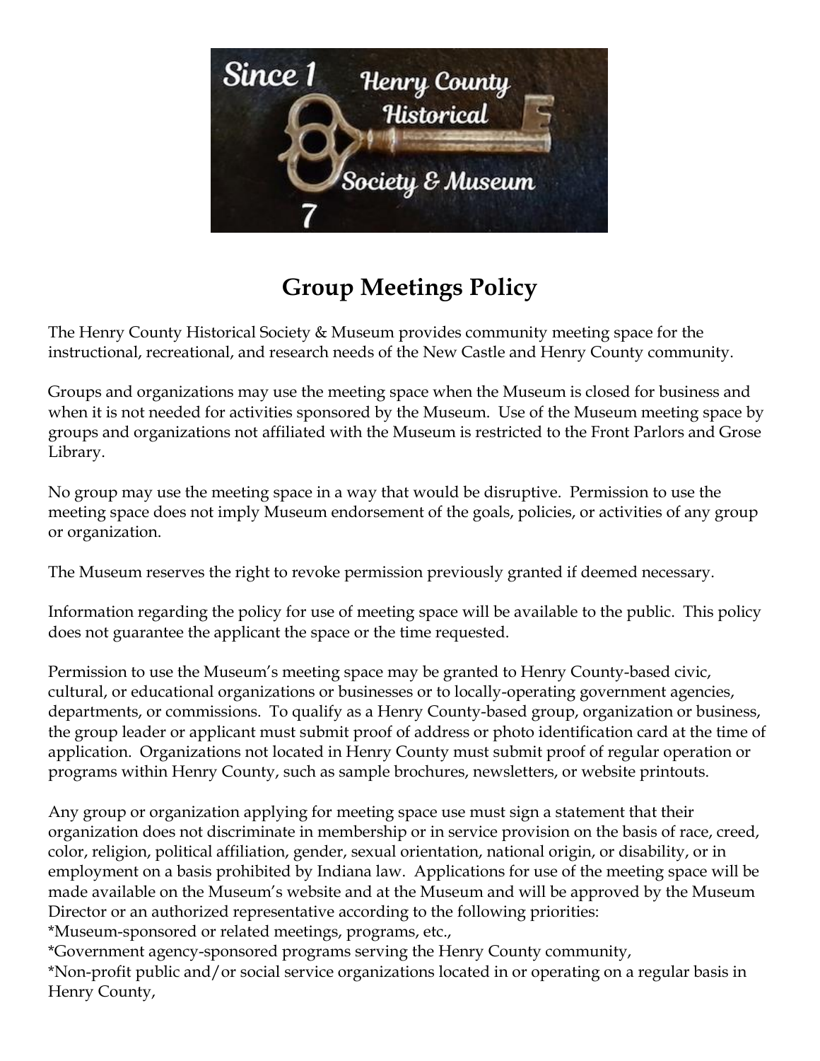# Group Meetings Policy

The Henry County Historical Society & Museum provides community meeting space for the instructional, recreational, and research needs of the New Castle and Henry County community.

Groups and organizations may use the meeting space when the Museum is closed for business and when it is not needed for activities sponsored by the Museum. Use of the Museum meeting space by groups and organizations not affiliated with the Museum is restricted to the Front Parlors and Grose Library.

No group may use the meeting space in a way that would be disruptive. Permission to use the meeting space does not imply Museum endorsement of the goals, policies, or activities of any group or organization.

The Museum reserves the right to revoke permission previously granted if deemed necessary.

Information regarding the policy for use of meeting space will be available to the public. This policy does not guarantee the applicant the space or the time requested.

Permission to use the Museum's meeting space may be granted to Henry County-based civic, cultural, or educational organizations or businesses or to locally-operating government agencies, departments, or commissions. To qualify as a Henry County-based group, organization or business, the group leader or applicant must submit proof of address or photo identification card at the time of application. Organizations not located in Henry County must submit proof of regular operation or programs within Henry County, such as sample brochures, newsletters, or website printouts.

Any group or organization applying for meeting space use must sign a statement that their organization does not discriminate in membership or in service provision on the basis of race, creed, color, religion, political affiliation, gender, sexual orientation, national origin, or disability, or in employment on a basis prohibited by Indiana law. Applications for use of the meeting space will be made available on the Museum's website and at the Museum and will be approved by the Museum Director or an authorized representative according to the following priorities:

*Museum-sponsored or related meetings, programs, etc.,
*Government agency-sponsored programs serving the Henry County community,
*Non-profit public and/or social service organizations located in or operating on a regular basis in Henry County,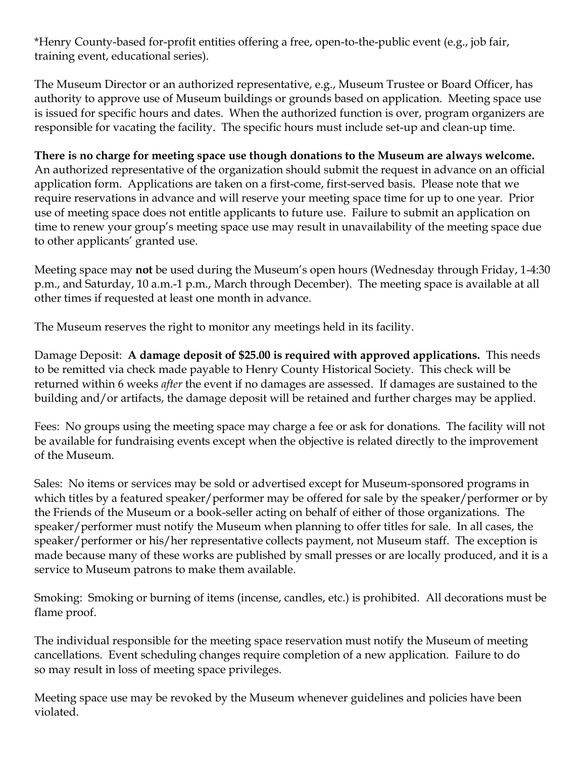*Henry County-based for-profit entities offering a free, open-to-the-public event (e.g., job fair, training event, educational series).

The Museum Director or an authorized representative, e.g., Museum Trustee or Board Officer, has authority to approve use of Museum buildings or grounds based on application. Meeting space use is issued for specific hours and dates. When the authorized function is over, program organizers are responsible for vacating the facility. The specific hours must include set-up and clean-up time.

**There is no charge for meeting space use though donations to the Museum are always welcome.** An authorized representative of the organization should submit the request in advance on an official application form. Applications are taken on a first-come, first-served basis. Please note that we require reservations in advance and will reserve your meeting space time for up to one year. Prior use of meeting space does not entitle applicants to future use. Failure to submit an application on time to renew your group's meeting space use may result in unavailability of the meeting space due to other applicants' granted use.

Meeting space may **not** be used during the Museum's open hours (Wednesday through Friday, 1-4:30 p.m., and Saturday, 10 a.m.-1 p.m., March through December). The meeting space is available at all other times if requested at least one month in advance.

The Museum reserves the right to monitor any meetings held in its facility.

Damage Deposit: **A damage deposit of $25.00 is required with approved applications.** This needs to be remitted via check made payable to Henry County Historical Society. This check will be returned within 6 weeks *after* the event if no damages are assessed. If damages are sustained to the building and/or artifacts, the damage deposit will be retained and further charges may be applied.

Fees: No groups using the meeting space may charge a fee or ask for donations. The facility will not be available for fundraising events except when the objective is related directly to the improvement of the Museum.

Sales: No items or services may be sold or advertised except for Museum-sponsored programs in which titles by a featured speaker/performer may be offered for sale by the speaker/performer or by the Friends of the Museum or a book-seller acting on behalf of either of those organizations. The speaker/performer must notify the Museum when planning to offer titles for sale. In all cases, the speaker/performer or his/her representative collects payment, not Museum staff. The exception is made because many of these works are published by small presses or are locally produced, and it is a service to Museum patrons to make them available.

Smoking: Smoking or burning of items (incense, candles, etc.) is prohibited. All decorations must be flame proof.

The individual responsible for the meeting space reservation must notify the Museum of meeting cancellations. Event scheduling changes require completion of a new application. Failure to do so may result in loss of meeting space privileges.

Meeting space use may be revoked by the Museum whenever guidelines and policies have been violated.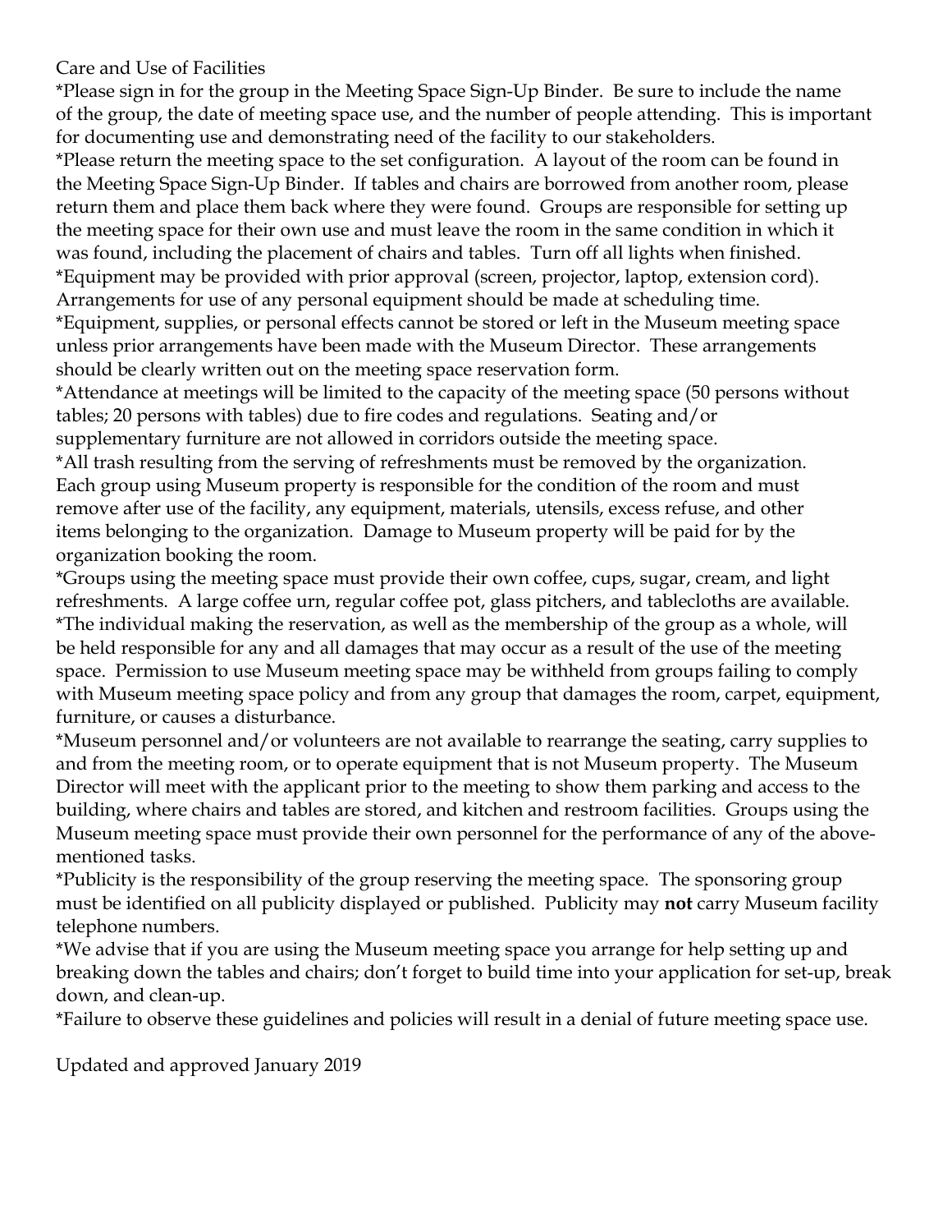Care and Use of Facilities

*Please sign in for the group in the Meeting Space Sign-Up Binder. Be sure to include the name of the group, the date of meeting space use, and the number of people attending. This is important for documenting use and demonstrating need of the facility to our stakeholders.

*Please return the meeting space to the set configuration. A layout of the room can be found in the Meeting Space Sign-Up Binder. If tables and chairs are borrowed from another room, please return them and place them back where they were found. Groups are responsible for setting up the meeting space for their own use and must leave the room in the same condition in which it was found, including the placement of chairs and tables. Turn off all lights when finished.

*Equipment may be provided with prior approval (screen, projector, laptop, extension cord). Arrangements for use of any personal equipment should be made at scheduling time.

*Equipment, supplies, or personal effects cannot be stored or left in the Museum meeting space unless prior arrangements have been made with the Museum Director. These arrangements should be clearly written out on the meeting space reservation form.

*Attendance at meetings will be limited to the capacity of the meeting space (50 persons without tables; 20 persons with tables) due to fire codes and regulations. Seating and/or supplementary furniture are not allowed in corridors outside the meeting space.

*All trash resulting from the serving of refreshments must be removed by the organization. Each group using Museum property is responsible for the condition of the room and must remove after use of the facility, any equipment, materials, utensils, excess refuse, and other items belonging to the organization. Damage to Museum property will be paid for by the organization booking the room.

*Groups using the meeting space must provide their own coffee, cups, sugar, cream, and light refreshments. A large coffee urn, regular coffee pot, glass pitchers, and tablecloths are available.

*The individual making the reservation, as well as the membership of the group as a whole, will be held responsible for any and all damages that may occur as a result of the use of the meeting space. Permission to use Museum meeting space may be withheld from groups failing to comply with Museum meeting space policy and from any group that damages the room, carpet, equipment, furniture, or causes a disturbance.

*Museum personnel and/or volunteers are not available to rearrange the seating, carry supplies to and from the meeting room, or to operate equipment that is not Museum property. The Museum Director will meet with the applicant prior to the meeting to show them parking and access to the building, where chairs and tables are stored, and kitchen and restroom facilities. Groups using the Museum meeting space must provide their own personnel for the performance of any of the above-mentioned tasks.

*Publicity is the responsibility of the group reserving the meeting space. The sponsoring group must be identified on all publicity displayed or published. Publicity may **not** carry Museum facility telephone numbers.

*We advise that if you are using the Museum meeting space you arrange for help setting up and breaking down the tables and chairs; don't forget to build time into your application for set-up, break down, and clean-up.

*Failure to observe these guidelines and policies will result in a denial of future meeting space use.

Updated and approved January 2019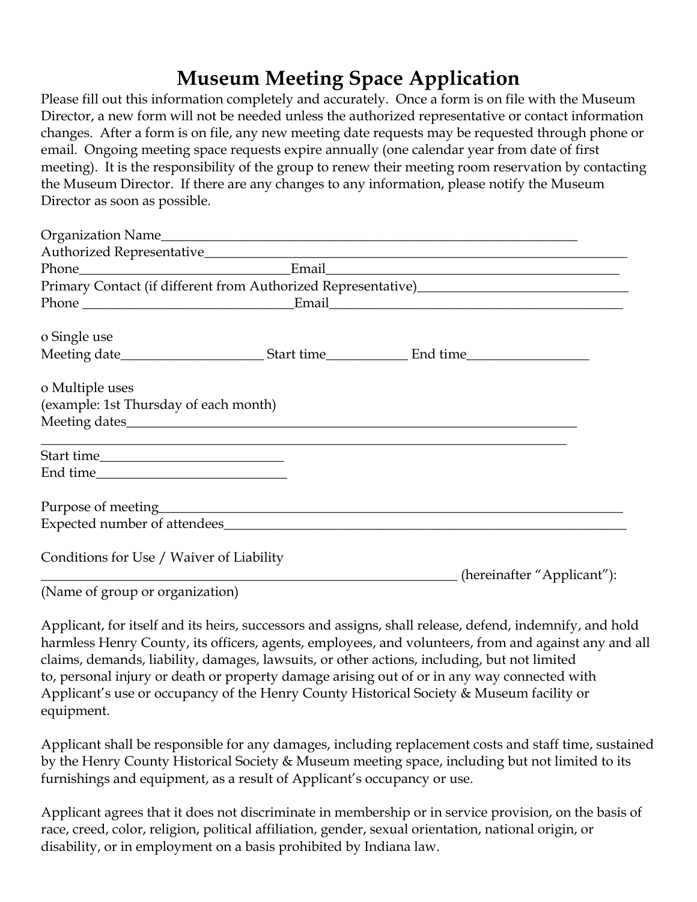# Museum Meeting Space Application

Please fill out this information completely and accurately. Once a form is on file with the Museum Director, a new form will not be needed unless the authorized representative or contact information changes. After a form is on file, any new meeting date requests may be requested through phone or email. Ongoing meeting space requests expire annually (one calendar year from date of first meeting). It is the responsibility of the group to renew their meeting room reservation by contacting the Museum Director. If there are any changes to any information, please notify the Museum Director as soon as possible.

Organization Name_______________________________________________________________
Authorized Representative___________________________________________________________
Phone_______________________________Email_________________________________________
Primary Contact (if different from Authorized Representative)______________________________
Phone _______________________________Email_________________________________________

o Single use
Meeting date____________________ Start time___________ End time_________________

o Multiple uses
(example: 1st Thursday of each month)
Meeting dates______________________________________________________________
_______________________________________________________________________________
Start time__________________________
End time___________________________

Purpose of meeting_______________________________________________________________
Expected number of attendees______________________________________________________

Conditions for Use / Waiver of Liability
______________________________________________________________ (hereinafter "Applicant"):
(Name of group or organization)

Applicant, for itself and its heirs, successors and assigns, shall release, defend, indemnify, and hold harmless Henry County, its officers, agents, employees, and volunteers, from and against any and all claims, demands, liability, damages, lawsuits, or other actions, including, but not limited to, personal injury or death or property damage arising out of or in any way connected with Applicant's use or occupancy of the Henry County Historical Society & Museum facility or equipment.

Applicant shall be responsible for any damages, including replacement costs and staff time, sustained by the Henry County Historical Society & Museum meeting space, including but not limited to its furnishings and equipment, as a result of Applicant's occupancy or use.

Applicant agrees that it does not discriminate in membership or in service provision, on the basis of race, creed, color, religion, political affiliation, gender, sexual orientation, national origin, or disability, or in employment on a basis prohibited by Indiana law.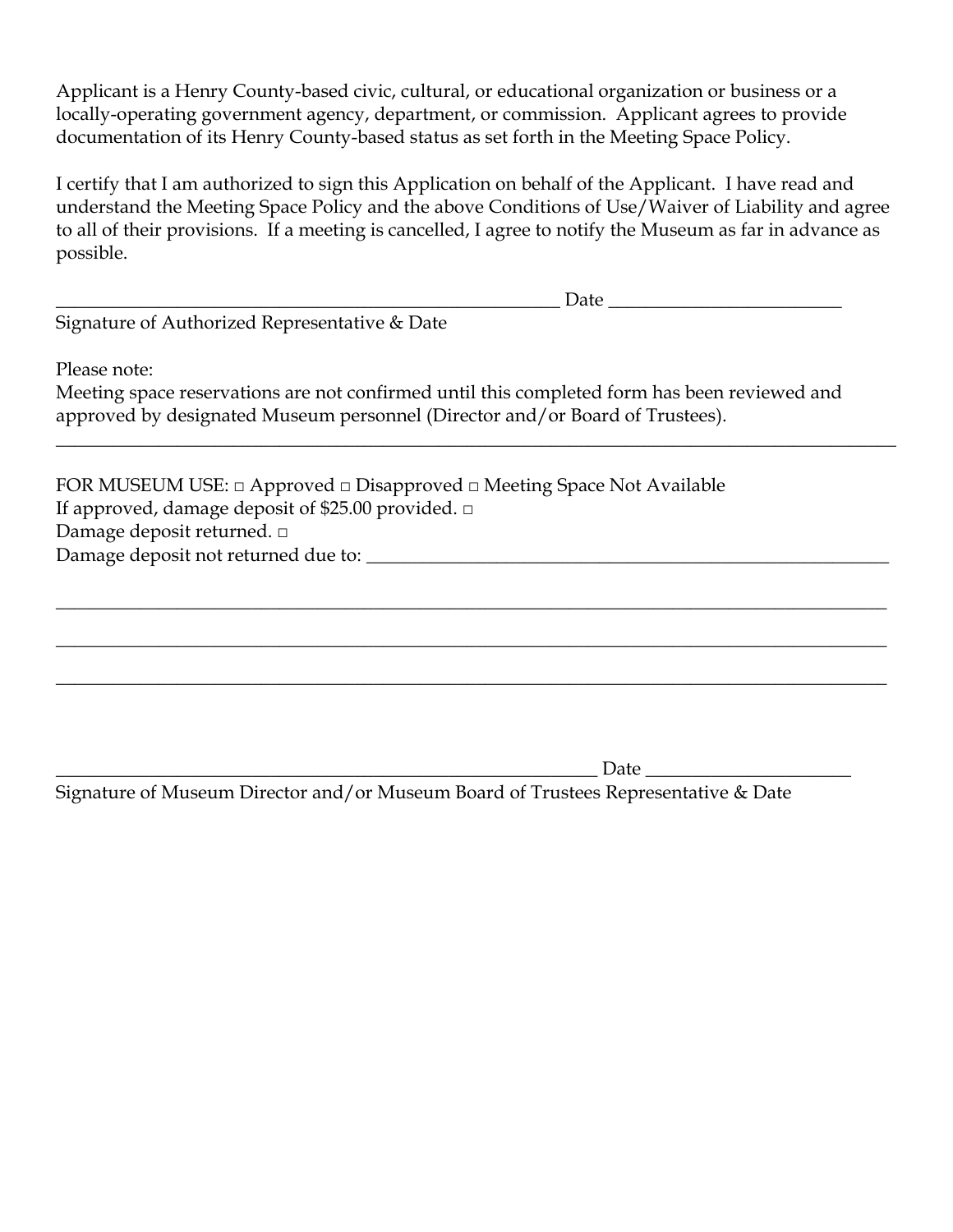Applicant is a Henry County-based civic, cultural, or educational organization or business or a locally-operating government agency, department, or commission. Applicant agrees to provide documentation of its Henry County-based status as set forth in the Meeting Space Policy.

I certify that I am authorized to sign this Application on behalf of the Applicant. I have read and understand the Meeting Space Policy and the above Conditions of Use/Waiver of Liability and agree to all of their provisions. If a meeting is cancelled, I agree to notify the Museum as far in advance as possible.

_______________________________________________________ Date _________________________

Signature of Authorized Representative & Date

Please note:
Meeting space reservations are not confirmed until this completed form has been reviewed and approved by designated Museum personnel (Director and/or Board of Trustees).

---

FOR MUSEUM USE: □ Approved □ Disapproved □ Meeting Space Not Available

If approved, damage deposit of $25.00 provided. □

Damage deposit returned. □

Damage deposit not returned due to: ____________________________________________________

_____________________________________________________________________________________

_____________________________________________________________________________________

_____________________________________________________________________________________

____________________________________________________________ Date ______________________

Signature of Museum Director and/or Museum Board of Trustees Representative & Date